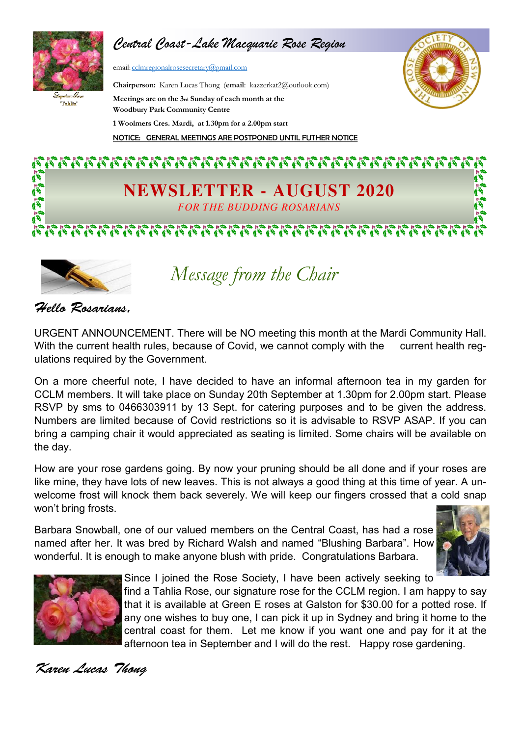Signature Rose 'Tahlia'

# Central Coast-Lake Macquarie Rose Region

email: cclmregionalrosesecretary@gmail.com

**Chairperson:** Karen Lucas Thong (**email**: kazzerkat2@outlook.com)

**Meetings are on the 3rd Sunday of each month at the Woodbury Park Community Centre**

**1 Woolmers Cres. Mardi, at 1.30pm for a 2.00pm start**

**NOTICE: GENERAL MEETINGS ARE POSTPONED UNTIL FUTHER NOTICE**

THE ROSE SOCIETY OF NSW INC.

# NEWSLETTER - AUGUST 2020

*FOR THE BUDDING ROSARIANS*

## *Message from the Chair*

*Hello Rosarians,*

URGENT ANNOUNCEMENT. There will be NO meeting this month at the Mardi Community Hall. With the current health rules, because of Covid, we cannot comply with the current health regulations required by the Government.

On a more cheerful note, I have decided to have an informal afternoon tea in my garden for CCLM members. It will take place on Sunday 20th September at 1.30pm for 2.00pm start. Please RSVP by sms to 0466303911 by 13 Sept. for catering purposes and to be given the address. Numbers are limited because of Covid restrictions so it is advisable to RSVP ASAP. If you can bring a camping chair it would appreciated as seating is limited. Some chairs will be available on the day.

How are your rose gardens going. By now your pruning should be all done and if your roses are like mine, they have lots of new leaves. This is not always a good thing at this time of year. A unwelcome frost will knock them back severely. We will keep our fingers crossed that a cold snap won't bring frosts.

Barbara Snowball, one of our valued members on the Central Coast, has had a rose named after her. It was bred by Richard Walsh and named "Blushing Barbara". How wonderful. It is enough to make anyone blush with pride. Congratulations Barbara.

Since I joined the Rose Society, I have been actively seeking to find a Tahlia Rose, our signature rose for the CCLM region. I am happy to say that it is available at Green E roses at Galston for $30.00 for a potted rose. If any one wishes to buy one, I can pick it up in Sydney and bring it home to the central coast for them. Let me know if you want one and pay for it at the afternoon tea in September and I will do the rest. Happy rose gardening.

*Karen Lucas Thong*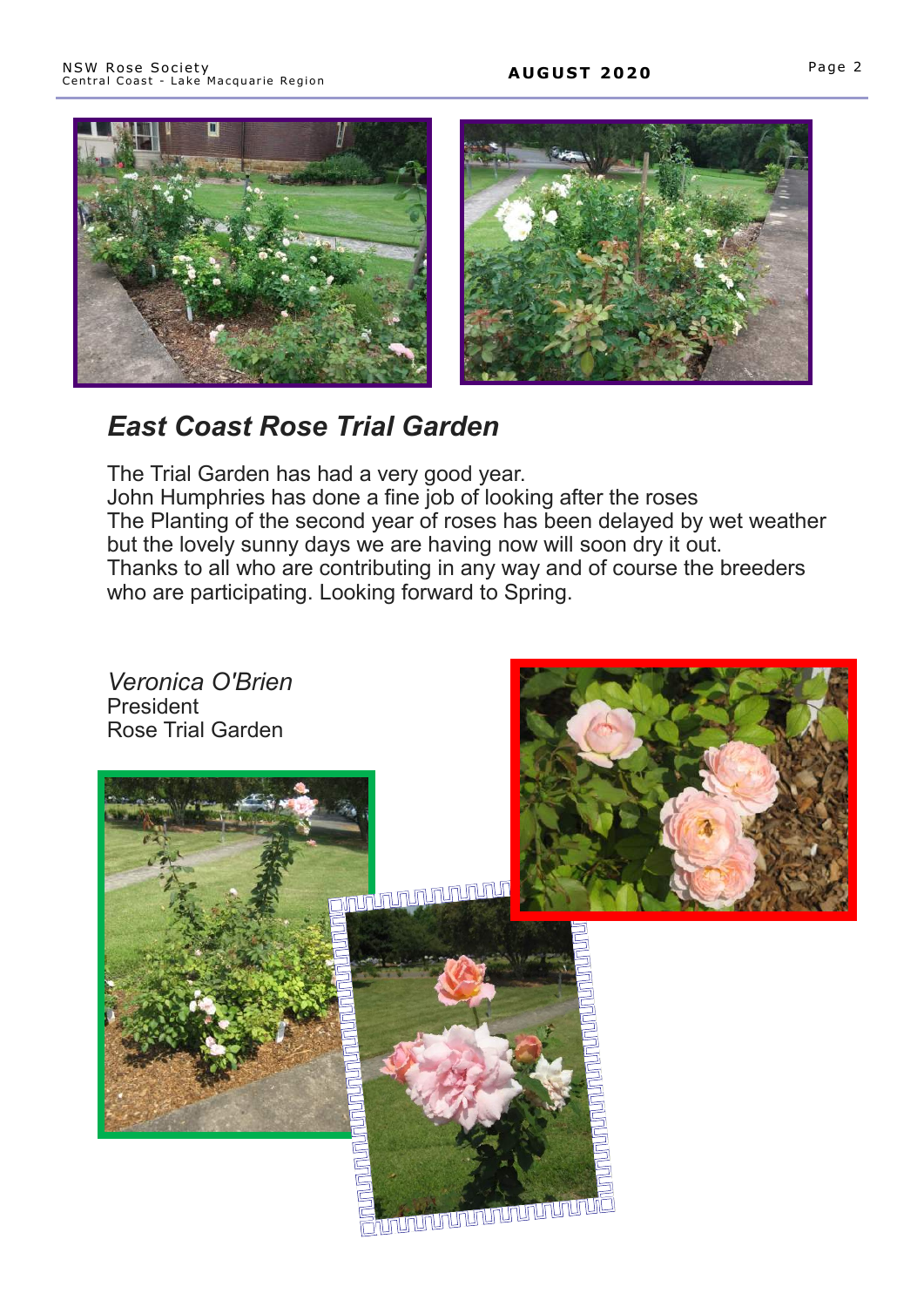## *East Coast Rose Trial Garden*

The Trial Garden has had a very good year.
John Humphries has done a fine job of looking after the roses
The Planting of the second year of roses has been delayed by wet weather but the lovely sunny days we are having now will soon dry it out.
Thanks to all who are contributing in any way and of course the breeders who are participating. Looking forward to Spring.

*Veronica O'Brien*
President
Rose Trial Garden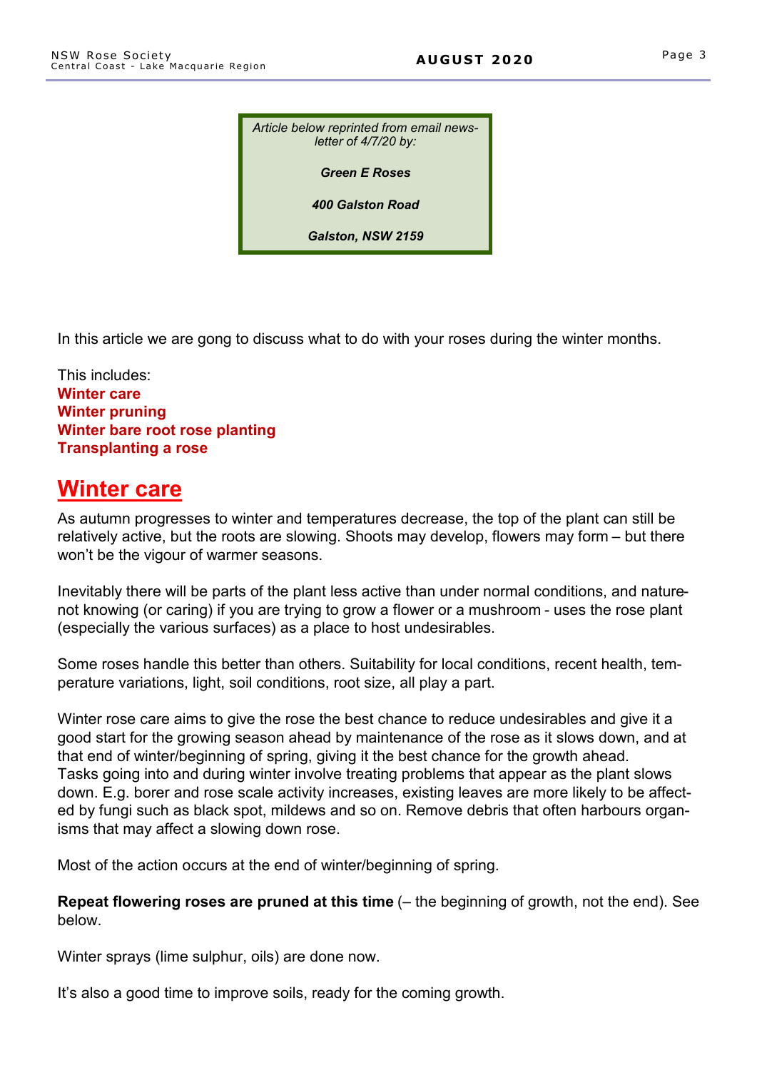*Article below reprinted from email newsletter of 4/7/20 by:*

***Green E Roses***

***400 Galston Road***

***Galston, NSW 2159***

In this article we are gong to discuss what to do with your roses during the winter months.

This includes:
**Winter care**
**Winter pruning**
**Winter bare root rose planting**
**Transplanting a rose**

## Winter care

As autumn progresses to winter and temperatures decrease, the top of the plant can still be relatively active, but the roots are slowing. Shoots may develop, flowers may form – but there won't be the vigour of warmer seasons.

Inevitably there will be parts of the plant less active than under normal conditions, and nature-not knowing (or caring) if you are trying to grow a flower or a mushroom - uses the rose plant (especially the various surfaces) as a place to host undesirables.

Some roses handle this better than others. Suitability for local conditions, recent health, temperature variations, light, soil conditions, root size, all play a part.

Winter rose care aims to give the rose the best chance to reduce undesirables and give it a good start for the growing season ahead by maintenance of the rose as it slows down, and at that end of winter/beginning of spring, giving it the best chance for the growth ahead.
Tasks going into and during winter involve treating problems that appear as the plant slows down. E.g. borer and rose scale activity increases, existing leaves are more likely to be affected by fungi such as black spot, mildews and so on. Remove debris that often harbours organisms that may affect a slowing down rose.

Most of the action occurs at the end of winter/beginning of spring.

**Repeat flowering roses are pruned at this time** (– the beginning of growth, not the end). See below.

Winter sprays (lime sulphur, oils) are done now.

It's also a good time to improve soils, ready for the coming growth.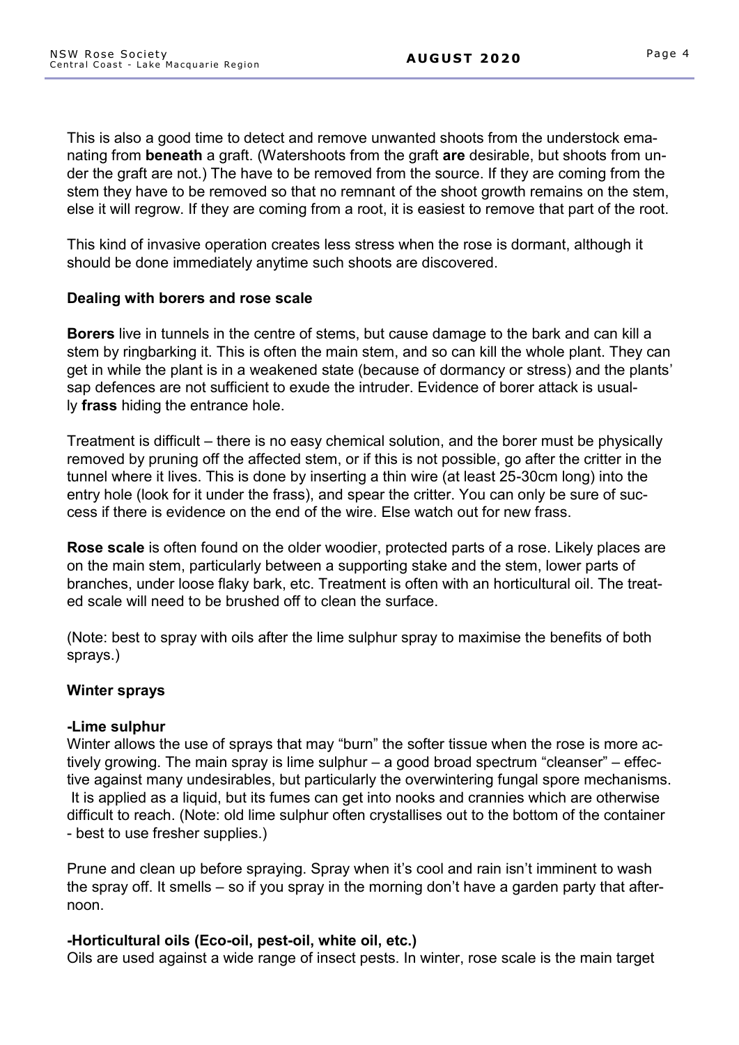This is also a good time to detect and remove unwanted shoots from the understock emanating from **beneath** a graft. (Watershoots from the graft **are** desirable, but shoots from under the graft are not.) The have to be removed from the source. If they are coming from the stem they have to be removed so that no remnant of the shoot growth remains on the stem, else it will regrow. If they are coming from a root, it is easiest to remove that part of the root.

This kind of invasive operation creates less stress when the rose is dormant, although it should be done immediately anytime such shoots are discovered.

**Dealing with borers and rose scale**

**Borers** live in tunnels in the centre of stems, but cause damage to the bark and can kill a stem by ringbarking it. This is often the main stem, and so can kill the whole plant. They can get in while the plant is in a weakened state (because of dormancy or stress) and the plants' sap defences are not sufficient to exude the intruder. Evidence of borer attack is usually **frass** hiding the entrance hole.

Treatment is difficult – there is no easy chemical solution, and the borer must be physically removed by pruning off the affected stem, or if this is not possible, go after the critter in the tunnel where it lives. This is done by inserting a thin wire (at least 25-30cm long) into the entry hole (look for it under the frass), and spear the critter. You can only be sure of success if there is evidence on the end of the wire. Else watch out for new frass.

**Rose scale** is often found on the older woodier, protected parts of a rose. Likely places are on the main stem, particularly between a supporting stake and the stem, lower parts of branches, under loose flaky bark, etc. Treatment is often with an horticultural oil. The treated scale will need to be brushed off to clean the surface.

(Note: best to spray with oils after the lime sulphur spray to maximise the benefits of both sprays.)

**Winter sprays**

**-Lime sulphur**

Winter allows the use of sprays that may "burn" the softer tissue when the rose is more actively growing. The main spray is lime sulphur – a good broad spectrum "cleanser" – effective against many undesirables, but particularly the overwintering fungal spore mechanisms. It is applied as a liquid, but its fumes can get into nooks and crannies which are otherwise difficult to reach. (Note: old lime sulphur often crystallises out to the bottom of the container - best to use fresher supplies.)

Prune and clean up before spraying. Spray when it's cool and rain isn't imminent to wash the spray off. It smells – so if you spray in the morning don't have a garden party that afternoon.

**-Horticultural oils (Eco-oil, pest-oil, white oil, etc.)**

Oils are used against a wide range of insect pests. In winter, rose scale is the main target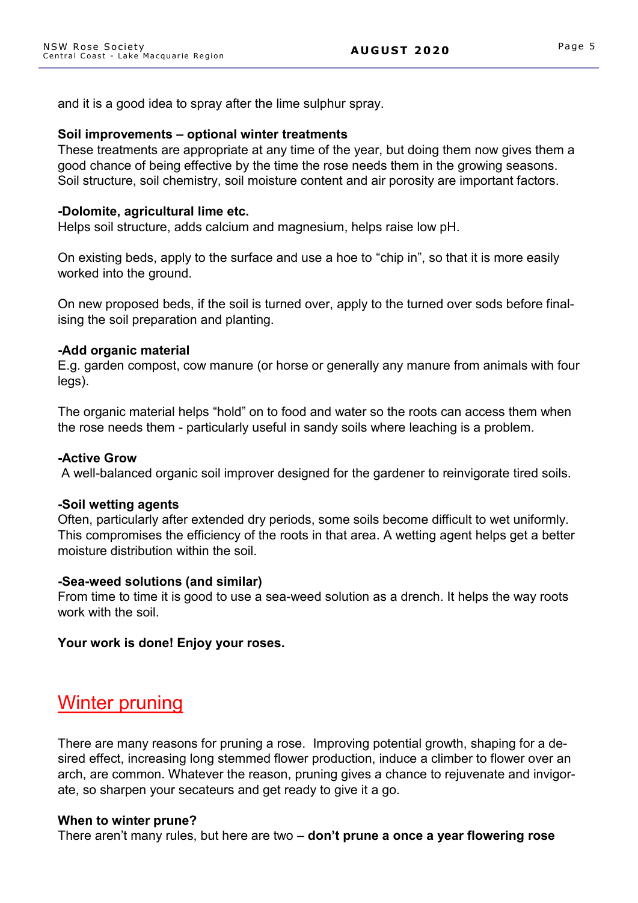and it is a good idea to spray after the lime sulphur spray.

**Soil improvements – optional winter treatments**
These treatments are appropriate at any time of the year, but doing them now gives them a good chance of being effective by the time the rose needs them in the growing seasons. Soil structure, soil chemistry, soil moisture content and air porosity are important factors.

**-Dolomite, agricultural lime etc.**
Helps soil structure, adds calcium and magnesium, helps raise low pH.

On existing beds, apply to the surface and use a hoe to "chip in", so that it is more easily worked into the ground.

On new proposed beds, if the soil is turned over, apply to the turned over sods before finalising the soil preparation and planting.

**-Add organic material**
E.g. garden compost, cow manure (or horse or generally any manure from animals with four legs).

The organic material helps "hold" on to food and water so the roots can access them when the rose needs them - particularly useful in sandy soils where leaching is a problem.

**-Active Grow**
A well-balanced organic soil improver designed for the gardener to reinvigorate tired soils.

**-Soil wetting agents**
Often, particularly after extended dry periods, some soils become difficult to wet uniformly. This compromises the efficiency of the roots in that area. A wetting agent helps get a better moisture distribution within the soil.

**-Sea-weed solutions (and similar)**
From time to time it is good to use a sea-weed solution as a drench. It helps the way roots work with the soil.

**Your work is done! Enjoy your roses.**

## Winter pruning

There are many reasons for pruning a rose. Improving potential growth, shaping for a desired effect, increasing long stemmed flower production, induce a climber to flower over an arch, are common. Whatever the reason, pruning gives a chance to rejuvenate and invigorate, so sharpen your secateurs and get ready to give it a go.

**When to winter prune?**
There aren't many rules, but here are two – **don't prune a once a year flowering rose**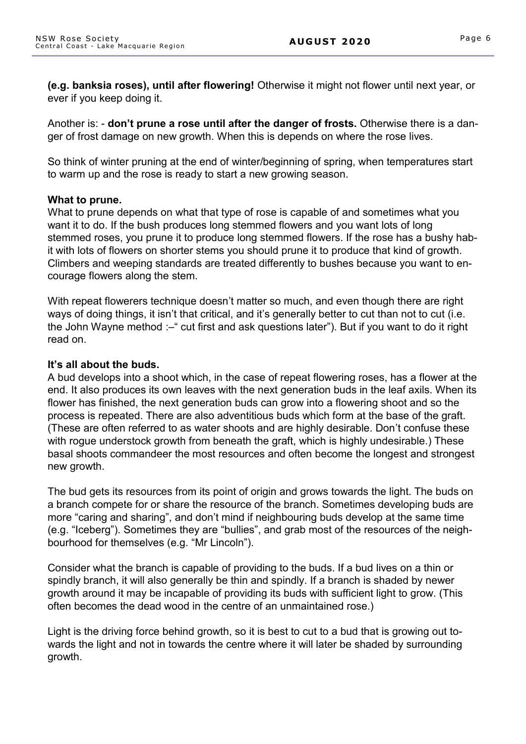**(e.g. banksia roses), until after flowering!** Otherwise it might not flower until next year, or ever if you keep doing it.

Another is: - **don't prune a rose until after the danger of frosts.** Otherwise there is a danger of frost damage on new growth. When this is depends on where the rose lives.

So think of winter pruning at the end of winter/beginning of spring, when temperatures start to warm up and the rose is ready to start a new growing season.

**What to prune.**
What to prune depends on what that type of rose is capable of and sometimes what you want it to do. If the bush produces long stemmed flowers and you want lots of long stemmed roses, you prune it to produce long stemmed flowers. If the rose has a bushy habit with lots of flowers on shorter stems you should prune it to produce that kind of growth. Climbers and weeping standards are treated differently to bushes because you want to encourage flowers along the stem.

With repeat flowerers technique doesn't matter so much, and even though there are right ways of doing things, it isn't that critical, and it's generally better to cut than not to cut (i.e. the John Wayne method :–" cut first and ask questions later"). But if you want to do it right read on.

**It's all about the buds.**
A bud develops into a shoot which, in the case of repeat flowering roses, has a flower at the end. It also produces its own leaves with the next generation buds in the leaf axils. When its flower has finished, the next generation buds can grow into a flowering shoot and so the process is repeated. There are also adventitious buds which form at the base of the graft. (These are often referred to as water shoots and are highly desirable. Don't confuse these with rogue understock growth from beneath the graft, which is highly undesirable.) These basal shoots commandeer the most resources and often become the longest and strongest new growth.

The bud gets its resources from its point of origin and grows towards the light. The buds on a branch compete for or share the resource of the branch. Sometimes developing buds are more "caring and sharing", and don't mind if neighbouring buds develop at the same time (e.g. "Iceberg"). Sometimes they are "bullies", and grab most of the resources of the neighbourhood for themselves (e.g. "Mr Lincoln").

Consider what the branch is capable of providing to the buds. If a bud lives on a thin or spindly branch, it will also generally be thin and spindly. If a branch is shaded by newer growth around it may be incapable of providing its buds with sufficient light to grow. (This often becomes the dead wood in the centre of an unmaintained rose.)

Light is the driving force behind growth, so it is best to cut to a bud that is growing out towards the light and not in towards the centre where it will later be shaded by surrounding growth.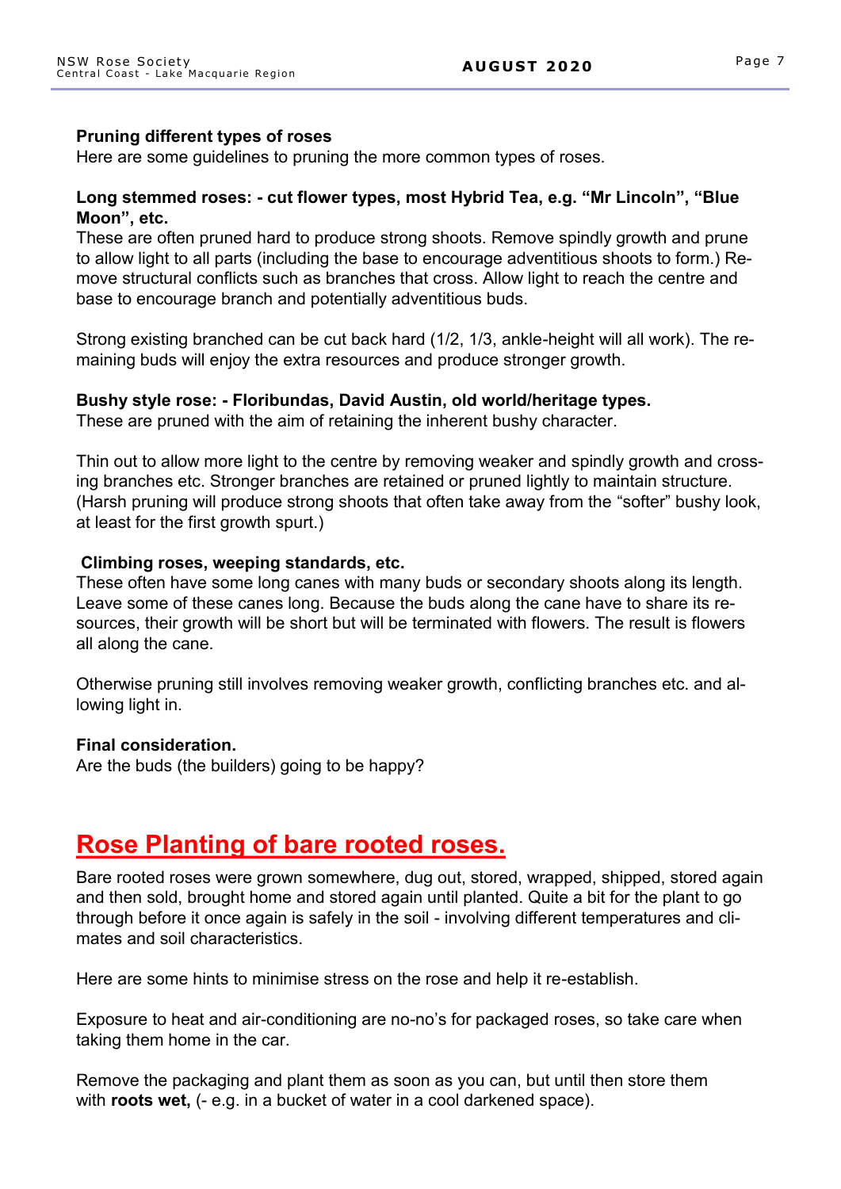**Pruning different types of roses**

Here are some guidelines to pruning the more common types of roses.

**Long stemmed roses: - cut flower types, most Hybrid Tea, e.g. "Mr Lincoln", "Blue Moon", etc.**

These are often pruned hard to produce strong shoots. Remove spindly growth and prune to allow light to all parts (including the base to encourage adventitious shoots to form.) Remove structural conflicts such as branches that cross. Allow light to reach the centre and base to encourage branch and potentially adventitious buds.

Strong existing branched can be cut back hard (1/2, 1/3, ankle-height will all work). The remaining buds will enjoy the extra resources and produce stronger growth.

**Bushy style rose: - Floribundas, David Austin, old world/heritage types.**

These are pruned with the aim of retaining the inherent bushy character.

Thin out to allow more light to the centre by removing weaker and spindly growth and crossing branches etc. Stronger branches are retained or pruned lightly to maintain structure. (Harsh pruning will produce strong shoots that often take away from the "softer" bushy look, at least for the first growth spurt.)

**Climbing roses, weeping standards, etc.**

These often have some long canes with many buds or secondary shoots along its length. Leave some of these canes long. Because the buds along the cane have to share its resources, their growth will be short but will be terminated with flowers. The result is flowers all along the cane.

Otherwise pruning still involves removing weaker growth, conflicting branches etc. and allowing light in.

**Final consideration.**

Are the buds (the builders) going to be happy?

## Rose Planting of bare rooted roses.

Bare rooted roses were grown somewhere, dug out, stored, wrapped, shipped, stored again and then sold, brought home and stored again until planted. Quite a bit for the plant to go through before it once again is safely in the soil - involving different temperatures and climates and soil characteristics.

Here are some hints to minimise stress on the rose and help it re-establish.

Exposure to heat and air-conditioning are no-no's for packaged roses, so take care when taking them home in the car.

Remove the packaging and plant them as soon as you can, but until then store them with **roots wet,** (- e.g. in a bucket of water in a cool darkened space).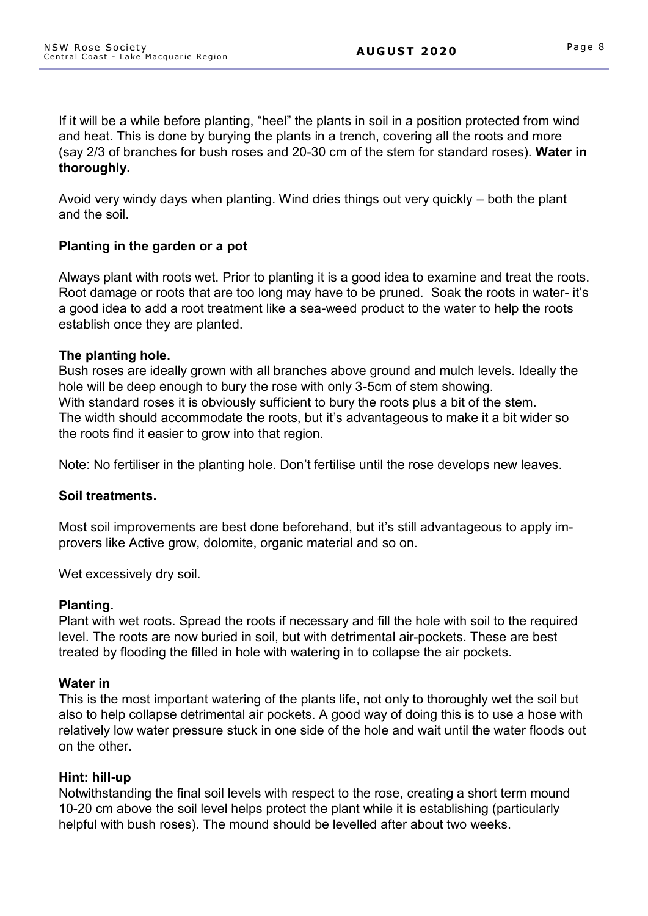If it will be a while before planting, “heel” the plants in soil in a position protected from wind and heat. This is done by burying the plants in a trench, covering all the roots and more (say 2/3 of branches for bush roses and 20-30 cm of the stem for standard roses). **Water in thoroughly.**

Avoid very windy days when planting. Wind dries things out very quickly – both the plant and the soil.

**Planting in the garden or a pot**

Always plant with roots wet. Prior to planting it is a good idea to examine and treat the roots. Root damage or roots that are too long may have to be pruned. Soak the roots in water- it’s a good idea to add a root treatment like a sea-weed product to the water to help the roots establish once they are planted.

**The planting hole.**

Bush roses are ideally grown with all branches above ground and mulch levels. Ideally the hole will be deep enough to bury the rose with only 3-5cm of stem showing.
With standard roses it is obviously sufficient to bury the roots plus a bit of the stem.
The width should accommodate the roots, but it’s advantageous to make it a bit wider so the roots find it easier to grow into that region.

Note: No fertiliser in the planting hole. Don’t fertilise until the rose develops new leaves.

**Soil treatments.**

Most soil improvements are best done beforehand, but it’s still advantageous to apply improvers like Active grow, dolomite, organic material and so on.

Wet excessively dry soil.

**Planting.**

Plant with wet roots. Spread the roots if necessary and fill the hole with soil to the required level. The roots are now buried in soil, but with detrimental air-pockets. These are best treated by flooding the filled in hole with watering in to collapse the air pockets.

**Water in**

This is the most important watering of the plants life, not only to thoroughly wet the soil but also to help collapse detrimental air pockets. A good way of doing this is to use a hose with relatively low water pressure stuck in one side of the hole and wait until the water floods out on the other.

**Hint: hill-up**

Notwithstanding the final soil levels with respect to the rose, creating a short term mound 10-20 cm above the soil level helps protect the plant while it is establishing (particularly helpful with bush roses). The mound should be levelled after about two weeks.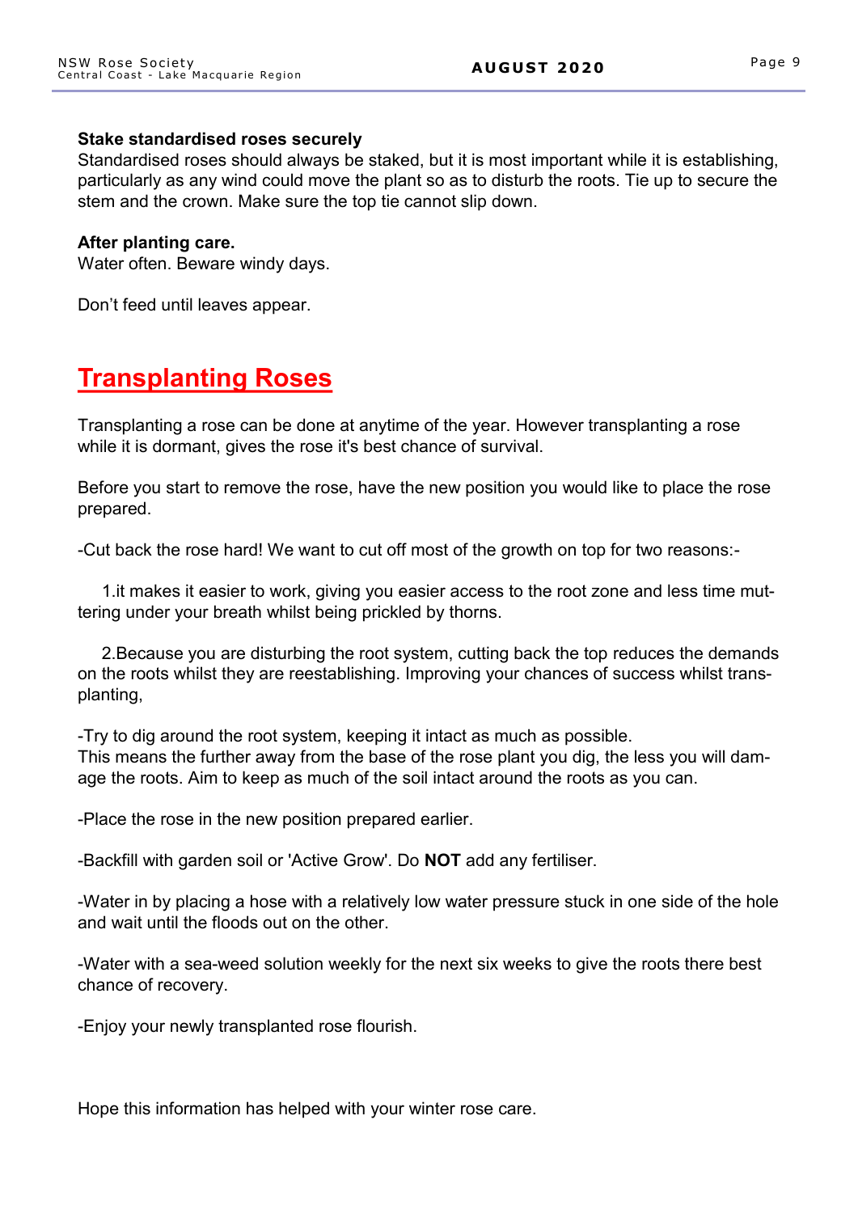**Stake standardised roses securely**
Standardised roses should always be staked, but it is most important while it is establishing, particularly as any wind could move the plant so as to disturb the roots. Tie up to secure the stem and the crown. Make sure the top tie cannot slip down.

**After planting care.**
Water often. Beware windy days.

Don't feed until leaves appear.

# Transplanting Roses

Transplanting a rose can be done at anytime of the year. However transplanting a rose while it is dormant, gives the rose it's best chance of survival.

Before you start to remove the rose, have the new position you would like to place the rose prepared.

-Cut back the rose hard! We want to cut off most of the growth on top for two reasons:-

1.it makes it easier to work, giving you easier access to the root zone and less time muttering under your breath whilst being prickled by thorns.

2.Because you are disturbing the root system, cutting back the top reduces the demands on the roots whilst they are reestablishing. Improving your chances of success whilst transplanting,

-Try to dig around the root system, keeping it intact as much as possible.
This means the further away from the base of the rose plant you dig, the less you will damage the roots. Aim to keep as much of the soil intact around the roots as you can.

-Place the rose in the new position prepared earlier.

-Backfill with garden soil or 'Active Grow'. Do **NOT** add any fertiliser.

-Water in by placing a hose with a relatively low water pressure stuck in one side of the hole and wait until the floods out on the other.

-Water with a sea-weed solution weekly for the next six weeks to give the roots there best chance of recovery.

-Enjoy your newly transplanted rose flourish.

Hope this information has helped with your winter rose care.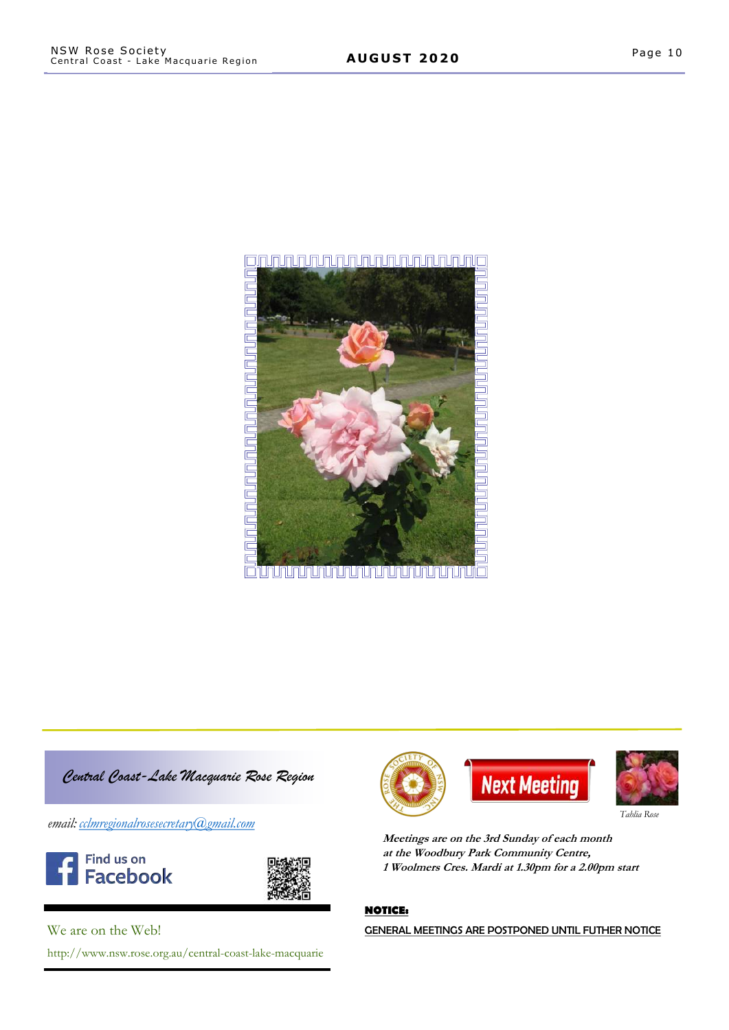*Central Coast-Lake Macquarie Rose Region*

*email: cclmregionalrosesecretary@gmail.com*

Find us on Facebook

We are on the Web!

http://www.nsw.rose.org.au/central-coast-lake-macquarie

Next Meeting

*Tablia Rose*

***Meetings are on the 3rd Sunday of each month at the Woodbury Park Community Centre, 1 Woolmers Cres. Mardi at 1.30pm for a 2.00pm start***

**NOTICE:**

GENERAL MEETINGS ARE POSTPONED UNTIL FUTHER NOTICE